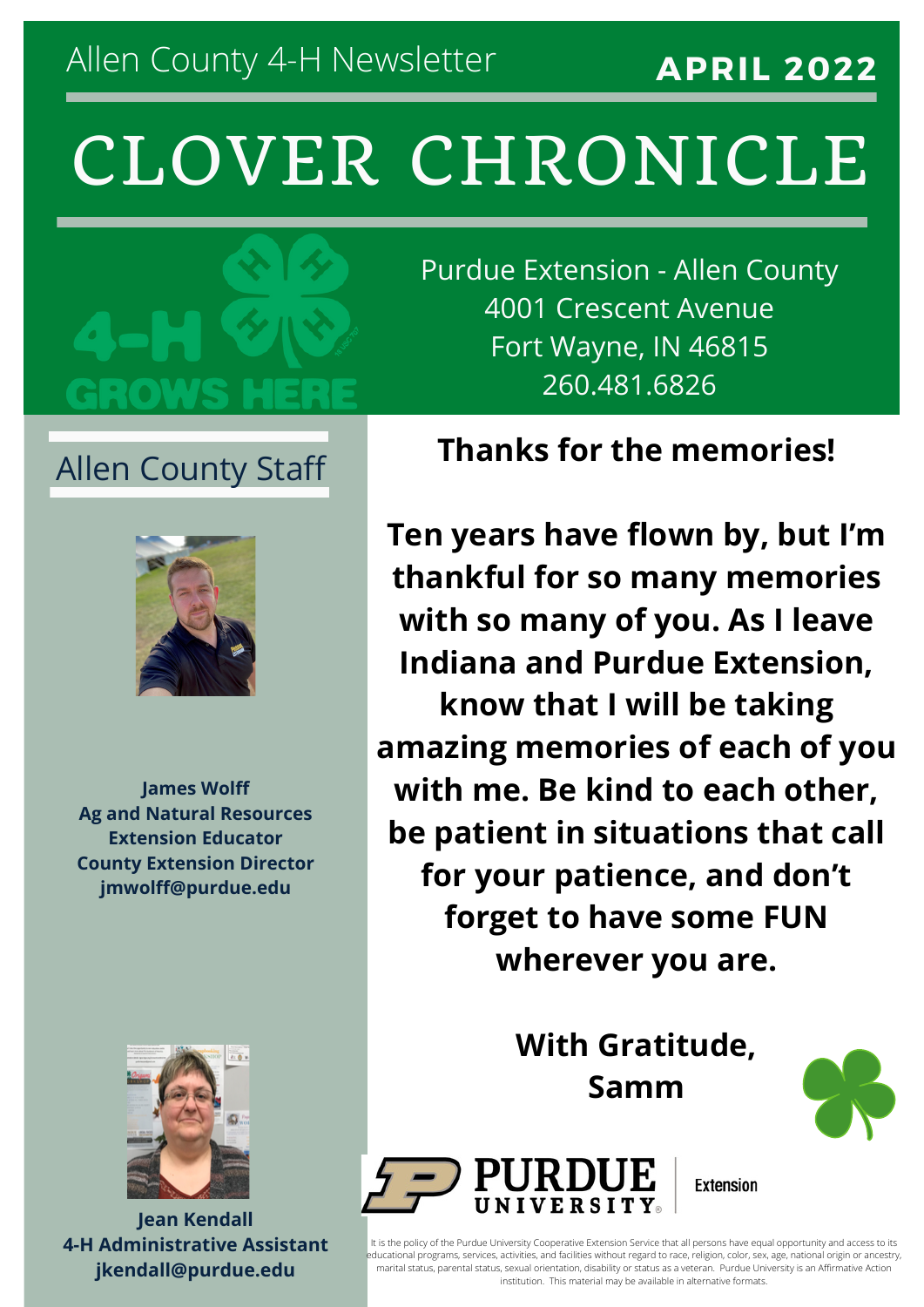Allen County 4-H Newsletter

**APRIL 2022**

# CLOVER CHRONICLE

Purdue Extension - Allen County
4001 Crescent Avenue
Fort Wayne, IN 46815
260.481.6826

## Allen County Staff

**James Wolff**
**Ag and Natural Resources Extension Educator**
**County Extension Director**
**jmwolff@purdue.edu**

**Jean Kendall**
**4-H Administrative Assistant**
**jkendall@purdue.edu**

## Thanks for the memories!

**Ten years have flown by, but I'm thankful for so many memories with so many of you. As I leave Indiana and Purdue Extension, know that I will be taking amazing memories of each of you with me. Be kind to each other, be patient in situations that call for your patience, and don't forget to have some FUN wherever you are.**

**With Gratitude,**
**Samm**

PURDUE UNIVERSITY | Extension

It is the policy of the Purdue University Cooperative Extension Service that all persons have equal opportunity and access to its educational programs, services, activities, and facilities without regard to race, religion, color, sex, age, national origin or ancestry, marital status, parental status, sexual orientation, disability or status as a veteran. Purdue University is an Affirmative Action institution. This material may be available in alternative formats.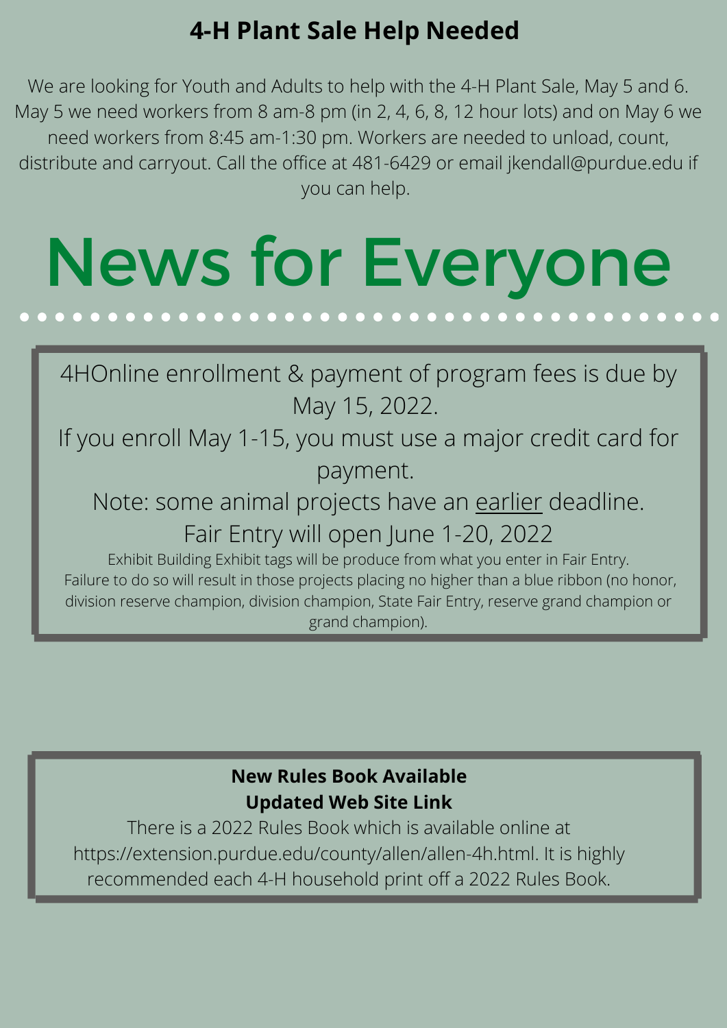## 4-H Plant Sale Help Needed

We are looking for Youth and Adults to help with the 4-H Plant Sale, May 5 and 6. May 5 we need workers from 8 am-8 pm (in 2, 4, 6, 8, 12 hour lots) and on May 6 we need workers from 8:45 am-1:30 pm. Workers are needed to unload, count, distribute and carryout. Call the office at 481-6429 or email jkendall@purdue.edu if you can help.

# News for Everyone

4HOnline enrollment & payment of program fees is due by May 15, 2022.

If you enroll May 1-15, you must use a major credit card for payment.

Note: some animal projects have an earlier deadline.

Fair Entry will open June 1-20, 2022

Exhibit Building Exhibit tags will be produce from what you enter in Fair Entry. Failure to do so will result in those projects placing no higher than a blue ribbon (no honor, division reserve champion, division champion, State Fair Entry, reserve grand champion or grand champion).

**New Rules Book Available**
**Updated Web Site Link**

There is a 2022 Rules Book which is available online at https://extension.purdue.edu/county/allen/allen-4h.html. It is highly recommended each 4-H household print off a 2022 Rules Book.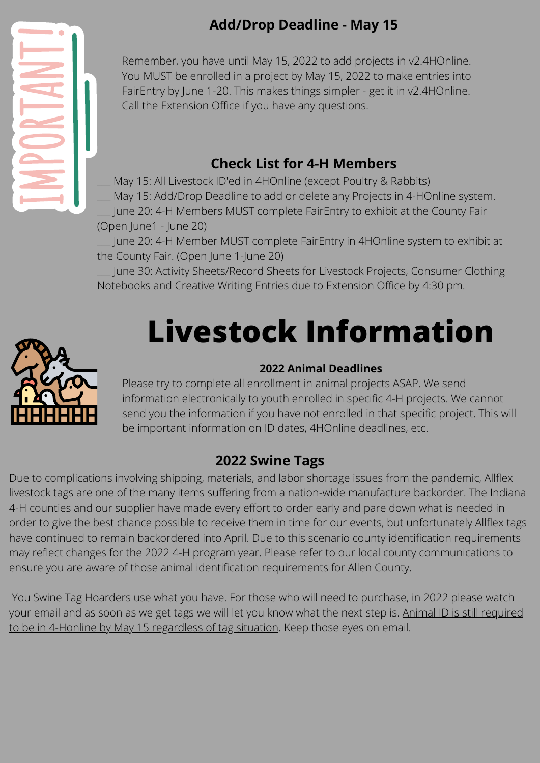IMPORTANT!

## Add/Drop Deadline - May 15

Remember, you have until May 15, 2022 to add projects in v2.4HOnline. You MUST be enrolled in a project by May 15, 2022 to make entries into FairEntry by June 1-20. This makes things simpler - get it in v2.4HOnline. Call the Extension Office if you have any questions.

## Check List for 4-H Members

___ May 15: All Livestock ID'ed in 4HOnline (except Poultry & Rabbits)
___ May 15: Add/Drop Deadline to add or delete any Projects in 4-HOnline system.
___ June 20: 4-H Members MUST complete FairEntry to exhibit at the County Fair (Open June1 - June 20)
___ June 20: 4-H Member MUST complete FairEntry in 4HOnline system to exhibit at the County Fair. (Open June 1-June 20)
___ June 30: Activity Sheets/Record Sheets for Livestock Projects, Consumer Clothing Notebooks and Creative Writing Entries due to Extension Office by 4:30 pm.

# Livestock Information

### 2022 Animal Deadlines

Please try to complete all enrollment in animal projects ASAP. We send information electronically to youth enrolled in specific 4-H projects. We cannot send you the information if you have not enrolled in that specific project. This will be important information on ID dates, 4HOnline deadlines, etc.

## 2022 Swine Tags

Due to complications involving shipping, materials, and labor shortage issues from the pandemic, Allflex livestock tags are one of the many items suffering from a nation-wide manufacture backorder. The Indiana 4-H counties and our supplier have made every effort to order early and pare down what is needed in order to give the best chance possible to receive them in time for our events, but unfortunately Allflex tags have continued to remain backordered into April. Due to this scenario county identification requirements may reflect changes for the 2022 4-H program year. Please refer to our local county communications to ensure you are aware of those animal identification requirements for Allen County.

You Swine Tag Hoarders use what you have. For those who will need to purchase, in 2022 please watch your email and as soon as we get tags we will let you know what the next step is. Animal ID is still required to be in 4-Honline by May 15 regardless of tag situation. Keep those eyes on email.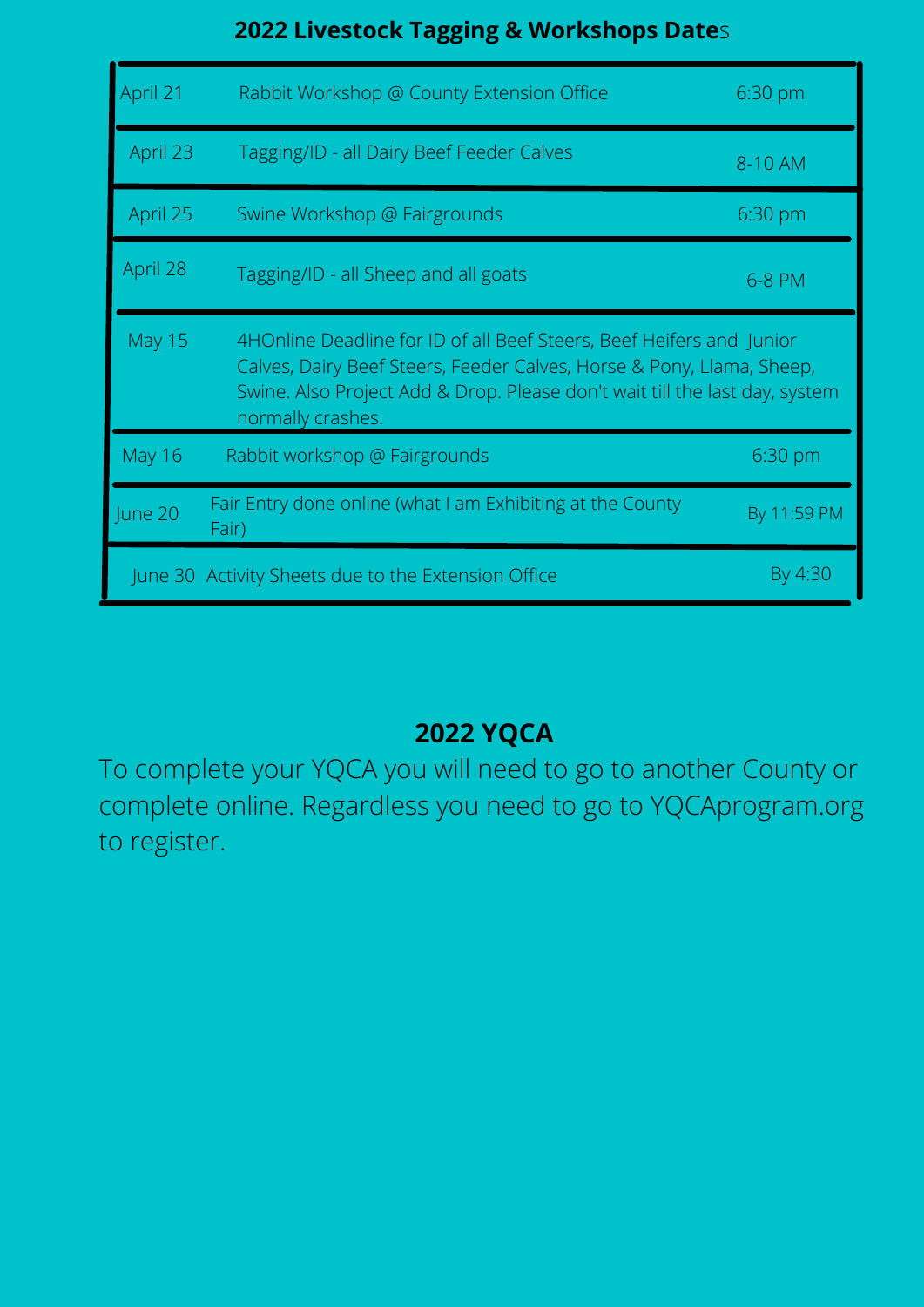## 2022 Livestock Tagging & Workshops Dates

| Date | Event | Time |
|---|---|---|
| April 21 | Rabbit Workshop @ County Extension Office | 6:30 pm |
| April 23 | Tagging/ID - all Dairy Beef Feeder Calves | 8-10 AM |
| April 25 | Swine Workshop @ Fairgrounds | 6:30 pm |
| April 28 | Tagging/ID - all Sheep and all goats | 6-8 PM |
| May 15 | 4HOnline Deadline for ID of all Beef Steers, Beef Heifers and Junior Calves, Dairy Beef Steers, Feeder Calves, Horse & Pony, Llama, Sheep, Swine. Also Project Add & Drop. Please don't wait till the last day, system normally crashes. | |
| May 16 | Rabbit workshop @ Fairgrounds | 6:30 pm |
| June 20 | Fair Entry done online (what I am Exhibiting at the County Fair) | By 11:59 PM |
| June 30 | Activity Sheets due to the Extension Office | By 4:30 |

## 2022 YQCA

To complete your YQCA you will need to go to another County or complete online. Regardless you need to go to YQCAprogram.org to register.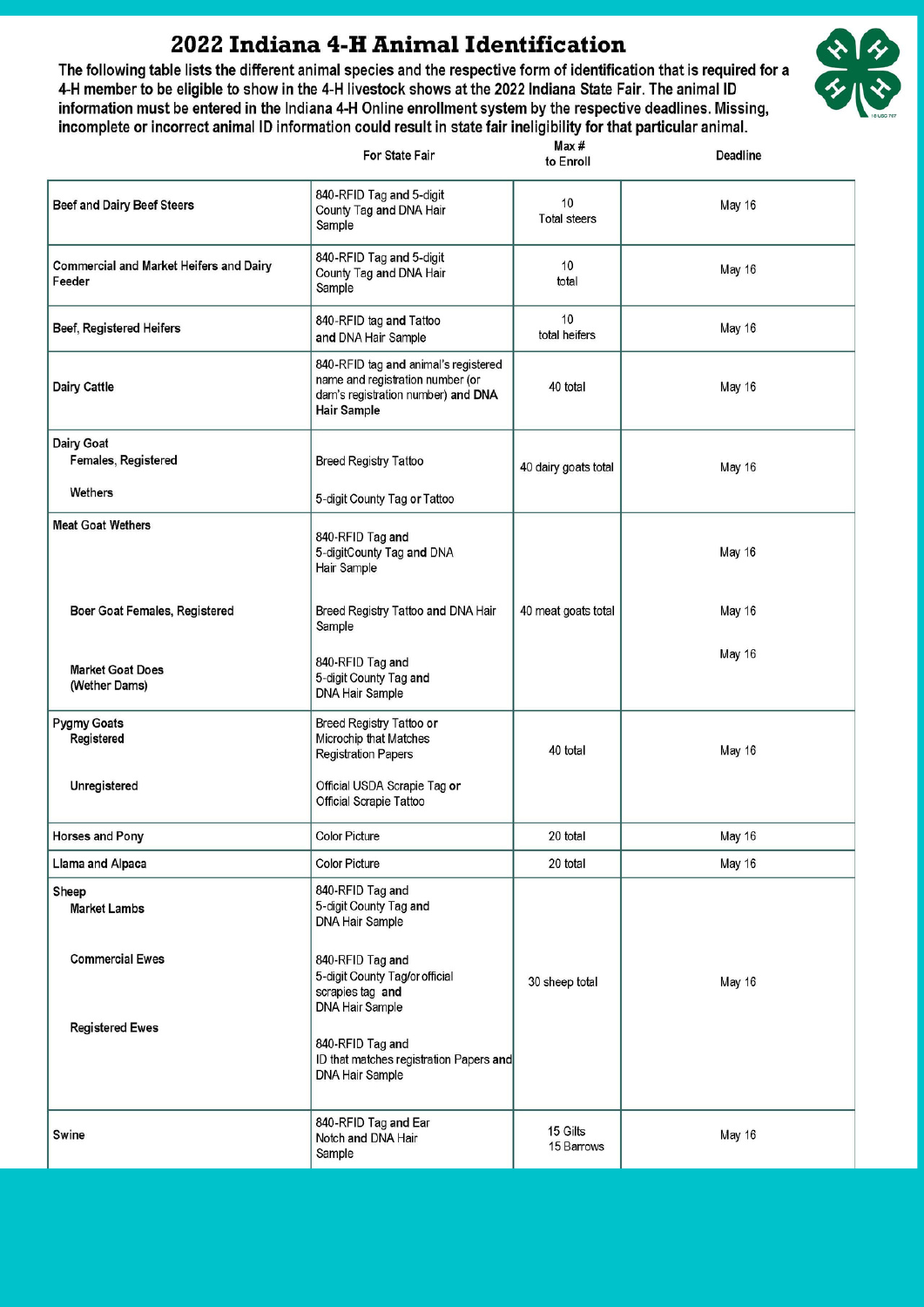# 2022 Indiana 4-H Animal Identification

**The following table lists the different animal species and the respective form of identification that is required for a 4-H member to be eligible to show in the 4-H livestock shows at the 2022 Indiana State Fair. The animal ID information must be entered in the Indiana 4-H Online enrollment system by the respective deadlines. Missing, incomplete or incorrect animal ID information could result in state fair ineligibility for that particular animal.**

| | For State Fair | Max # to Enroll | Deadline |
|---|---|---|---|
| Beef and Dairy Beef Steers | 840-RFID Tag and 5-digit County Tag and DNA Hair Sample | 10 Total steers | May 16 |
| Commercial and Market Heifers and Dairy Feeder | 840-RFID Tag and 5-digit County Tag and DNA Hair Sample | 10 total | May 16 |
| Beef, Registered Heifers | 840-RFID tag and Tattoo and DNA Hair Sample | 10 total heifers | May 16 |
| Dairy Cattle | 840-RFID tag and animal's registered name and registration number (or dam's registration number) and DNA Hair Sample | 40 total | May 16 |
| Dairy Goat<br>Females, Registered | Breed Registry Tattoo | 40 dairy goats total | May 16 |
| Wethers | 5-digit County Tag or Tattoo | | |
| Meat Goat Wethers | 840-RFID Tag and 5-digitCounty Tag and DNA Hair Sample | 40 meat goats total | May 16 |
| Boer Goat Females, Registered | Breed Registry Tattoo and DNA Hair Sample | | May 16 |
| Market Goat Does (Wether Dams) | 840-RFID Tag and 5-digit County Tag and DNA Hair Sample | | May 16 |
| Pygmy Goats<br>Registered | Breed Registry Tattoo or Microchip that Matches Registration Papers | 40 total | May 16 |
| Unregistered | Official USDA Scrapie Tag or Official Scrapie Tattoo | | |
| Horses and Pony | Color Picture | 20 total | May 16 |
| Llama and Alpaca | Color Picture | 20 total | May 16 |
| Sheep<br>Market Lambs | 840-RFID Tag and 5-digit County Tag and DNA Hair Sample | 30 sheep total | May 16 |
| Commercial Ewes | 840-RFID Tag and 5-digit County Tag/or official scrapies tag and DNA Hair Sample | | |
| Registered Ewes | 840-RFID Tag and ID that matches registration Papers and DNA Hair Sample | | |
| Swine | 840-RFID Tag and Ear Notch and DNA Hair Sample | 15 Gilts<br>15 Barrows | May 16 |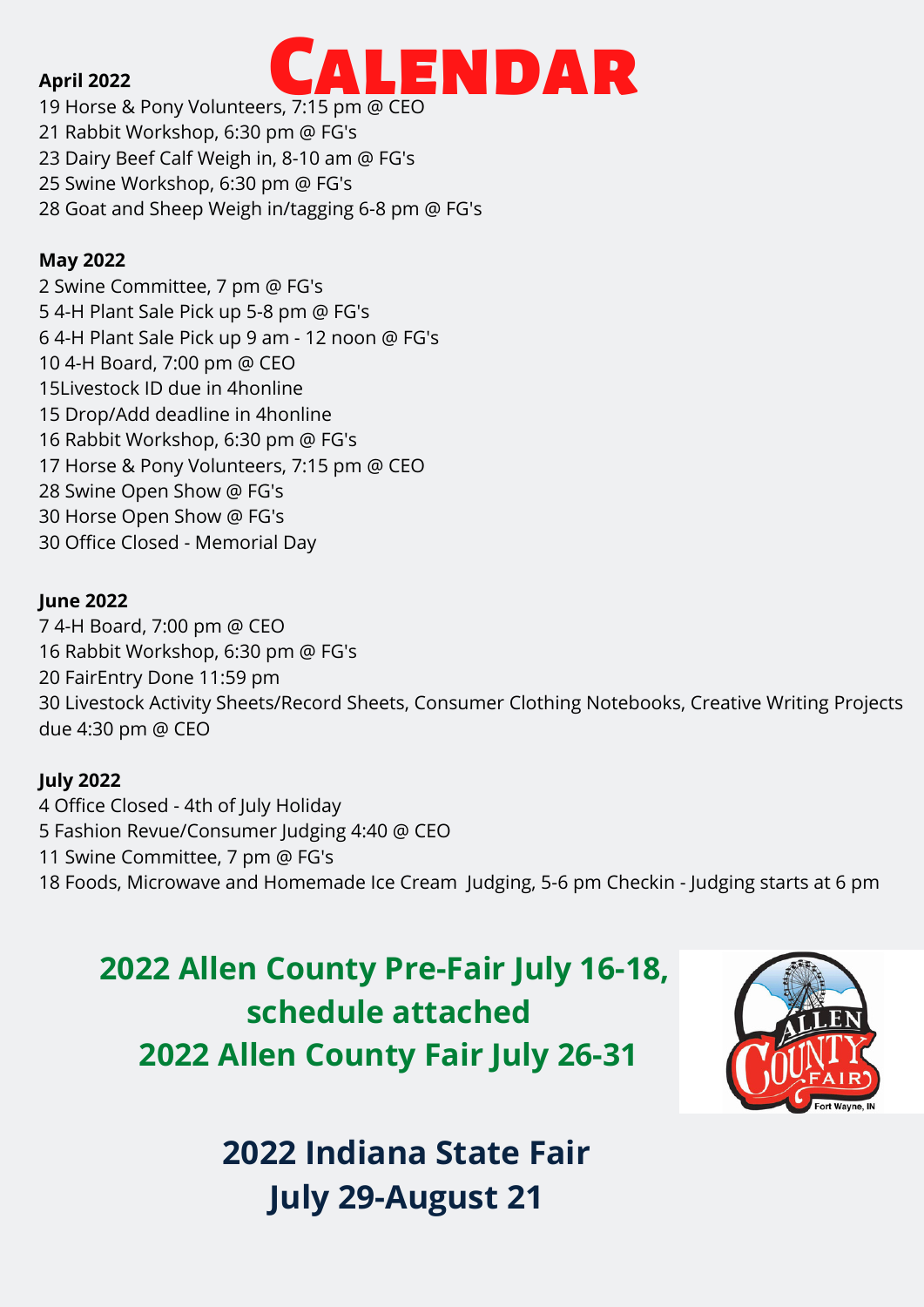# Calendar

**April 2022**

19 Horse & Pony Volunteers, 7:15 pm @ CEO
21 Rabbit Workshop, 6:30 pm @ FG's
23 Dairy Beef Calf Weigh in, 8-10 am @ FG's
25 Swine Workshop, 6:30 pm @ FG's
28 Goat and Sheep Weigh in/tagging 6-8 pm @ FG's

**May 2022**

2 Swine Committee, 7 pm @ FG's
5 4-H Plant Sale Pick up 5-8 pm @ FG's
6 4-H Plant Sale Pick up 9 am - 12 noon @ FG's
10 4-H Board, 7:00 pm @ CEO
15Livestock ID due in 4honline
15 Drop/Add deadline in 4honline
16 Rabbit Workshop, 6:30 pm @ FG's
17 Horse & Pony Volunteers, 7:15 pm @ CEO
28 Swine Open Show @ FG's
30 Horse Open Show @ FG's
30 Office Closed - Memorial Day

**June 2022**

7 4-H Board, 7:00 pm @ CEO
16 Rabbit Workshop, 6:30 pm @ FG's
20 FairEntry Done 11:59 pm
30 Livestock Activity Sheets/Record Sheets, Consumer Clothing Notebooks, Creative Writing Projects due 4:30 pm @ CEO

**July 2022**

4 Office Closed - 4th of July Holiday
5 Fashion Revue/Consumer Judging 4:40 @ CEO
11 Swine Committee, 7 pm @ FG's
18 Foods, Microwave and Homemade Ice Cream Judging, 5-6 pm Checkin - Judging starts at 6 pm

## 2022 Allen County Pre-Fair July 16-18, schedule attached
## 2022 Allen County Fair July 26-31

## 2022 Indiana State Fair July 29-August 21